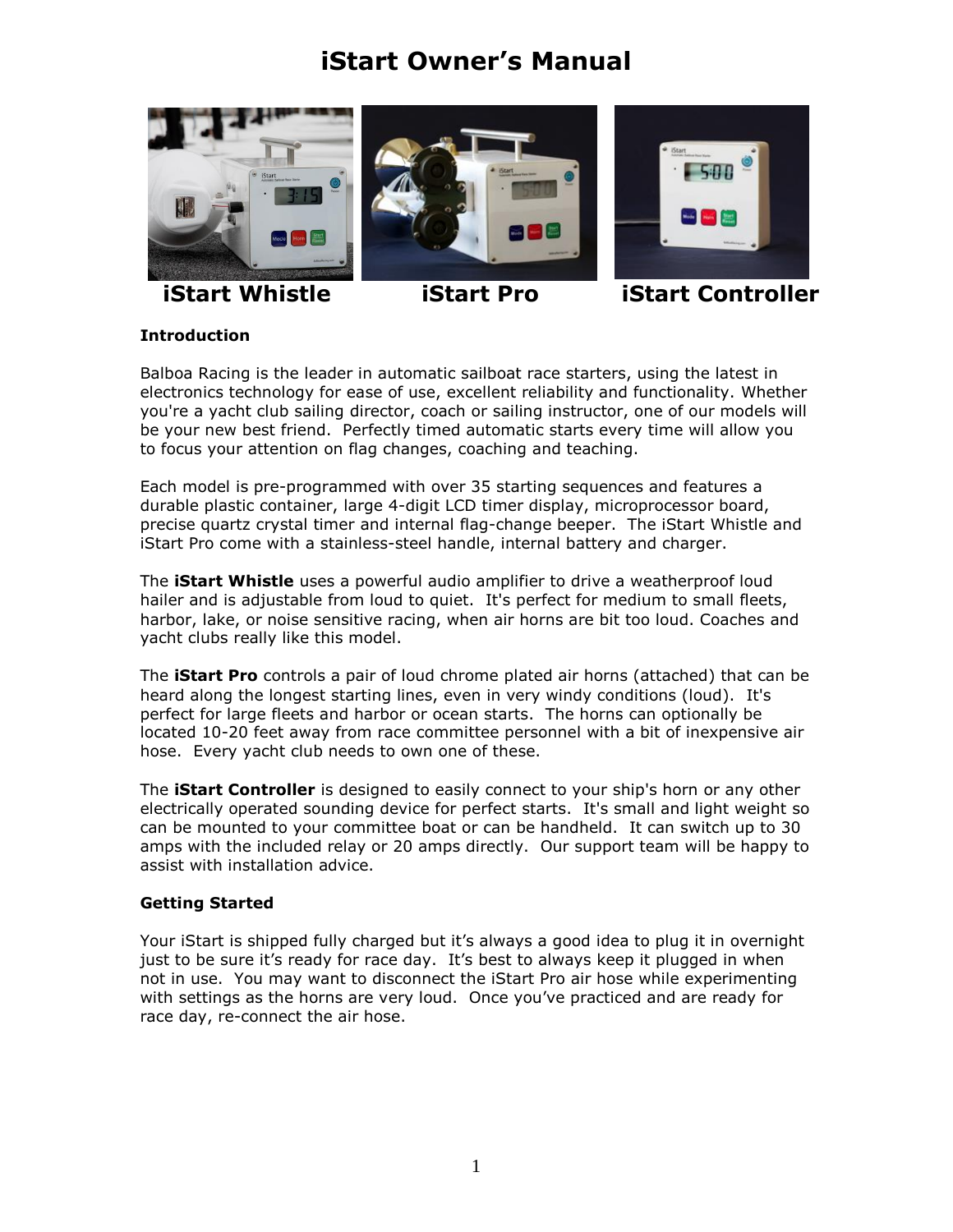# iStart Owner's Manual

**iStart Whistle** **iStart Pro** **iStart Controller**

**Introduction**

Balboa Racing is the leader in automatic sailboat race starters, using the latest in electronics technology for ease of use, excellent reliability and functionality. Whether you're a yacht club sailing director, coach or sailing instructor, one of our models will be your new best friend. Perfectly timed automatic starts every time will allow you to focus your attention on flag changes, coaching and teaching.

Each model is pre-programmed with over 35 starting sequences and features a durable plastic container, large 4-digit LCD timer display, microprocessor board, precise quartz crystal timer and internal flag-change beeper. The iStart Whistle and iStart Pro come with a stainless-steel handle, internal battery and charger.

The **iStart Whistle** uses a powerful audio amplifier to drive a weatherproof loud hailer and is adjustable from loud to quiet. It's perfect for medium to small fleets, harbor, lake, or noise sensitive racing, when air horns are bit too loud. Coaches and yacht clubs really like this model.

The **iStart Pro** controls a pair of loud chrome plated air horns (attached) that can be heard along the longest starting lines, even in very windy conditions (loud). It's perfect for large fleets and harbor or ocean starts. The horns can optionally be located 10-20 feet away from race committee personnel with a bit of inexpensive air hose. Every yacht club needs to own one of these.

The **iStart Controller** is designed to easily connect to your ship's horn or any other electrically operated sounding device for perfect starts. It's small and light weight so can be mounted to your committee boat or can be handheld. It can switch up to 30 amps with the included relay or 20 amps directly. Our support team will be happy to assist with installation advice.

**Getting Started**

Your iStart is shipped fully charged but it's always a good idea to plug it in overnight just to be sure it's ready for race day. It's best to always keep it plugged in when not in use. You may want to disconnect the iStart Pro air hose while experimenting with settings as the horns are very loud. Once you've practiced and are ready for race day, re-connect the air hose.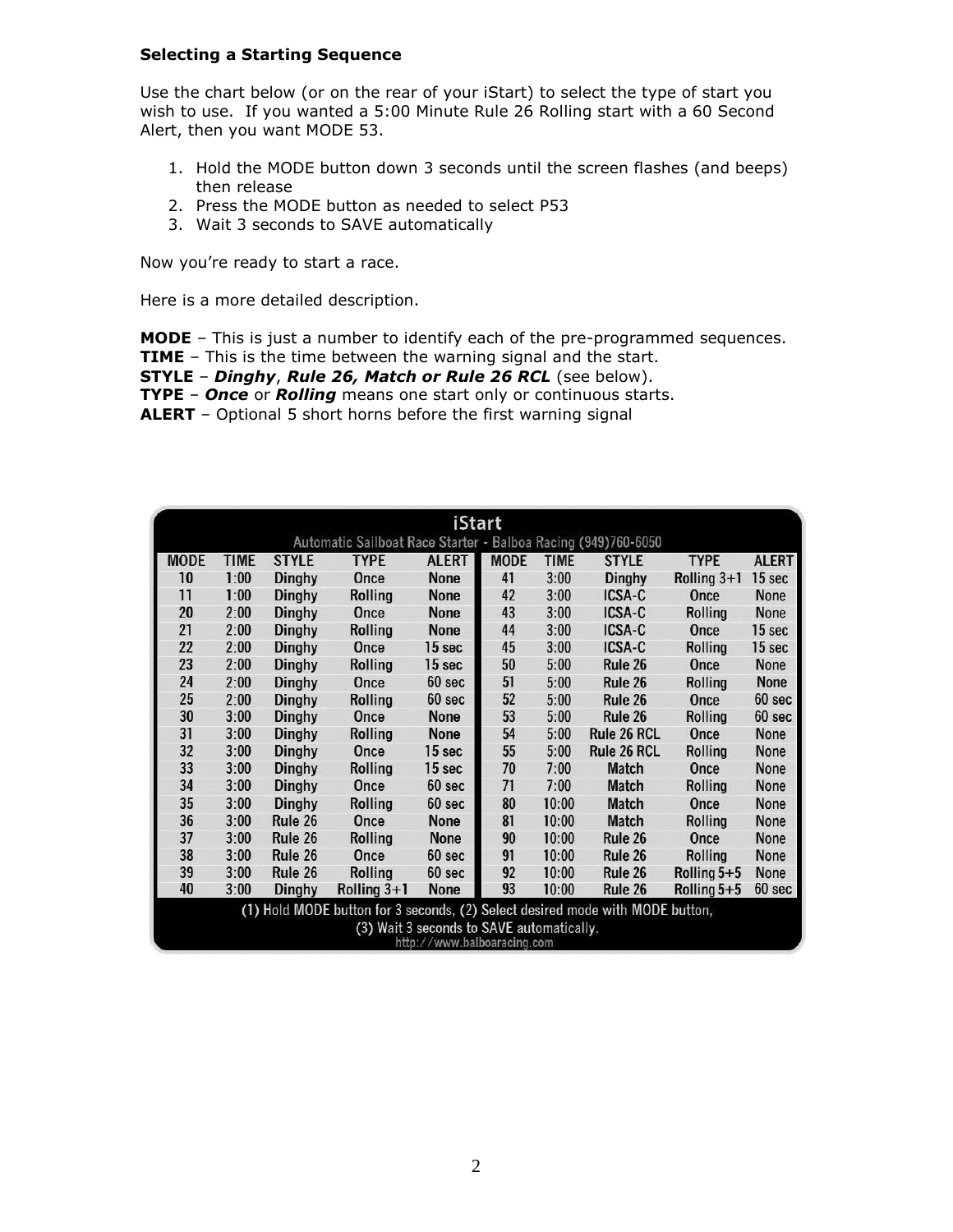**Selecting a Starting Sequence**

Use the chart below (or on the rear of your iStart) to select the type of start you wish to use. If you wanted a 5:00 Minute Rule 26 Rolling start with a 60 Second Alert, then you want MODE 53.

1. Hold the MODE button down 3 seconds until the screen flashes (and beeps) then release
2. Press the MODE button as needed to select P53
3. Wait 3 seconds to SAVE automatically

Now you're ready to start a race.

Here is a more detailed description.

**MODE** – This is just a number to identify each of the pre-programmed sequences.
**TIME** – This is the time between the warning signal and the start.
**STYLE** – ***Dinghy***, ***Rule 26, Match or Rule 26 RCL*** (see below).
**TYPE** – ***Once*** or ***Rolling*** means one start only or continuous starts.
**ALERT** – Optional 5 short horns before the first warning signal

**iStart**

Automatic Sailboat Race Starter - Balboa Racing (949)760-6050

| MODE | TIME | STYLE | TYPE | ALERT | MODE | TIME | STYLE | TYPE | ALERT |
|---|---|---|---|---|---|---|---|---|---|
| 10 | 1:00 | Dinghy | Once | None | 41 | 3:00 | Dinghy | Rolling 3+1 | 15 sec |
| 11 | 1:00 | Dinghy | Rolling | None | 42 | 3:00 | ICSA-C | Once | None |
| 20 | 2:00 | Dinghy | Once | None | 43 | 3:00 | ICSA-C | Rolling | None |
| 21 | 2:00 | Dinghy | Rolling | None | 44 | 3:00 | ICSA-C | Once | 15 sec |
| 22 | 2:00 | Dinghy | Once | 15 sec | 45 | 3:00 | ICSA-C | Rolling | 15 sec |
| 23 | 2:00 | Dinghy | Rolling | 15 sec | 50 | 5:00 | Rule 26 | Once | None |
| 24 | 2:00 | Dinghy | Once | 60 sec | 51 | 5:00 | Rule 26 | Rolling | None |
| 25 | 2:00 | Dinghy | Rolling | 60 sec | 52 | 5:00 | Rule 26 | Once | 60 sec |
| 30 | 3:00 | Dinghy | Once | None | 53 | 5:00 | Rule 26 | Rolling | 60 sec |
| 31 | 3:00 | Dinghy | Rolling | None | 54 | 5:00 | Rule 26 RCL | Once | None |
| 32 | 3:00 | Dinghy | Once | 15 sec | 55 | 5:00 | Rule 26 RCL | Rolling | None |
| 33 | 3:00 | Dinghy | Rolling | 15 sec | 70 | 7:00 | Match | Once | None |
| 34 | 3:00 | Dinghy | Once | 60 sec | 71 | 7:00 | Match | Rolling | None |
| 35 | 3:00 | Dinghy | Rolling | 60 sec | 80 | 10:00 | Match | Once | None |
| 36 | 3:00 | Rule 26 | Once | None | 81 | 10:00 | Match | Rolling | None |
| 37 | 3:00 | Rule 26 | Rolling | None | 90 | 10:00 | Rule 26 | Once | None |
| 38 | 3:00 | Rule 26 | Once | 60 sec | 91 | 10:00 | Rule 26 | Rolling | None |
| 39 | 3:00 | Rule 26 | Rolling | 60 sec | 92 | 10:00 | Rule 26 | Rolling 5+5 | None |
| 40 | 3:00 | Dinghy | Rolling 3+1 | None | 93 | 10:00 | Rule 26 | Rolling 5+5 | 60 sec |

(1) Hold MODE button for 3 seconds, (2) Select desired mode with MODE button, (3) Wait 3 seconds to SAVE automatically.

http://www.balboaracing.com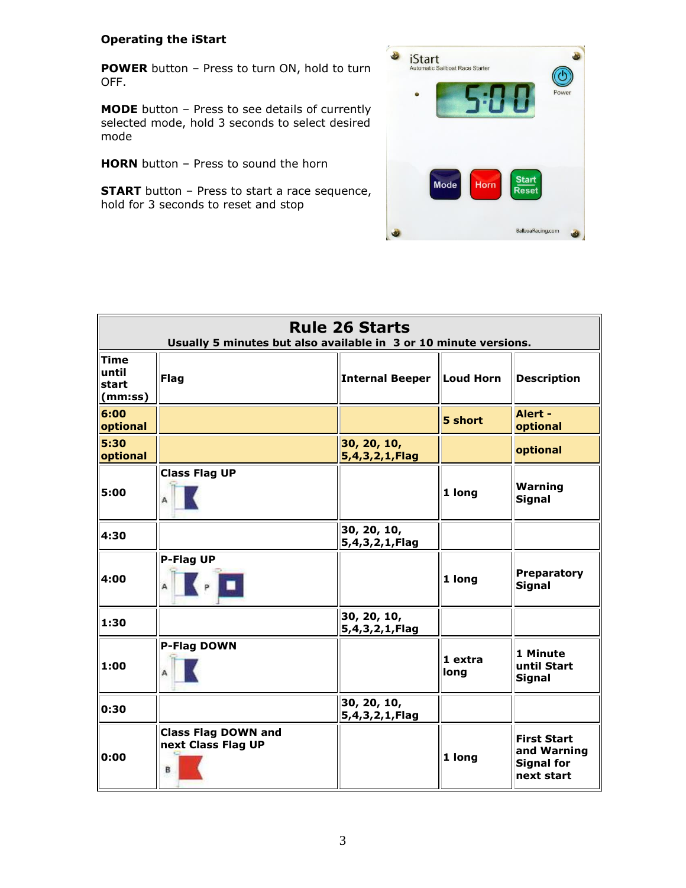**Operating the iStart**

**POWER** button – Press to turn ON, hold to turn OFF.

**MODE** button – Press to see details of currently selected mode, hold 3 seconds to select desired mode

**HORN** button – Press to sound the horn

**START** button – Press to start a race sequence, hold for 3 seconds to reset and stop

| **Rule 26 Starts**<br>**Usually 5 minutes but also available in 3 or 10 minute versions.** | | | | |
|---|---|---|---|---|
| **Time until start (mm:ss)** | **Flag** | **Internal Beeper** | **Loud Horn** | **Description** |
| **6:00 optional** | | | **5 short** | **Alert - optional** |
| **5:30 optional** | | **30, 20, 10, 5,4,3,2,1,Flag** | | **optional** |
| **5:00** | **Class Flag UP** | | **1 long** | **Warning Signal** |
| **4:30** | | **30, 20, 10, 5,4,3,2,1,Flag** | | |
| **4:00** | **P-Flag UP** | | **1 long** | **Preparatory Signal** |
| **1:30** | | **30, 20, 10, 5,4,3,2,1,Flag** | | |
| **1:00** | **P-Flag DOWN** | | **1 extra long** | **1 Minute until Start Signal** |
| **0:30** | | **30, 20, 10, 5,4,3,2,1,Flag** | | |
| **0:00** | **Class Flag DOWN and next Class Flag UP** | | **1 long** | **First Start and Warning Signal for next start** |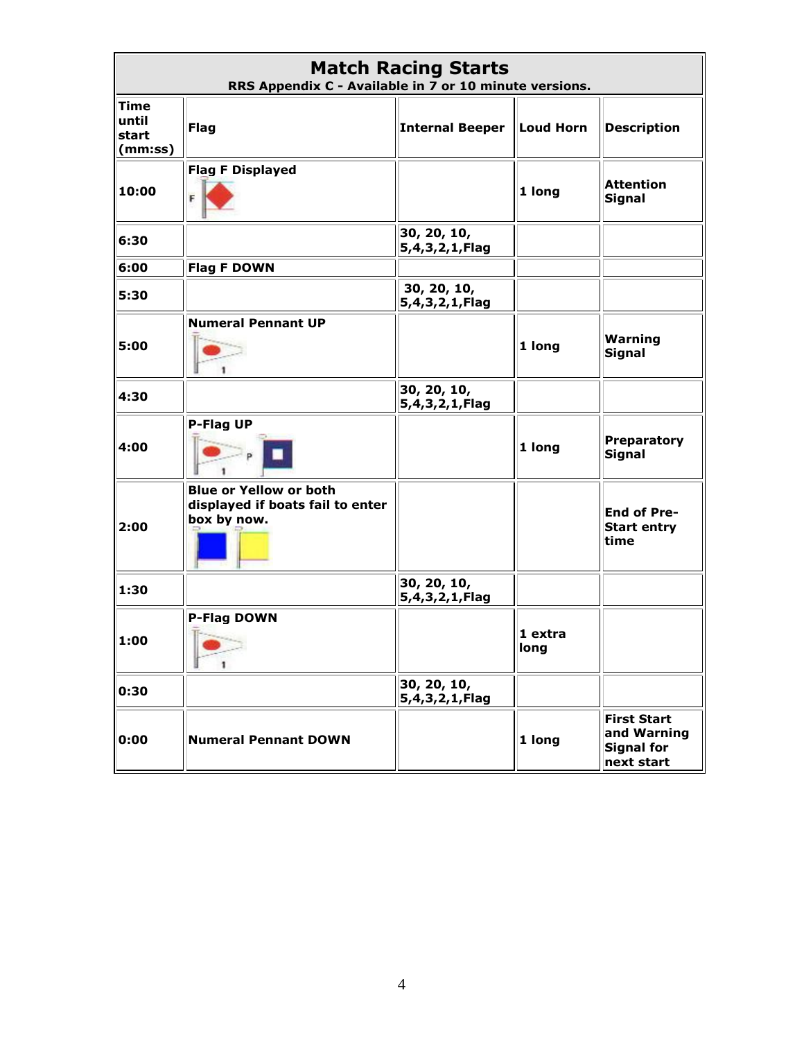| **Match Racing Starts**<br>**RRS Appendix C - Available in 7 or 10 minute versions.** | | | | |
|---|---|---|---|---|
| **Time until start (mm:ss)** | **Flag** | **Internal Beeper** | **Loud Horn** | **Description** |
| **10:00** | **Flag F Displayed** | | **1 long** | **Attention Signal** |
| **6:30** | | **30, 20, 10, 5,4,3,2,1,Flag** | | |
| **6:00** | **Flag F DOWN** | | | |
| **5:30** | | **30, 20, 10, 5,4,3,2,1,Flag** | | |
| **5:00** | **Numeral Pennant UP** | | **1 long** | **Warning Signal** |
| **4:30** | | **30, 20, 10, 5,4,3,2,1,Flag** | | |
| **4:00** | **P-Flag UP** | | **1 long** | **Preparatory Signal** |
| **2:00** | **Blue or Yellow or both displayed if boats fail to enter box by now.** | | | **End of Pre-Start entry time** |
| **1:30** | | **30, 20, 10, 5,4,3,2,1,Flag** | | |
| **1:00** | **P-Flag DOWN** | | **1 extra long** | |
| **0:30** | | **30, 20, 10, 5,4,3,2,1,Flag** | | |
| **0:00** | **Numeral Pennant DOWN** | | **1 long** | **First Start and Warning Signal for next start** |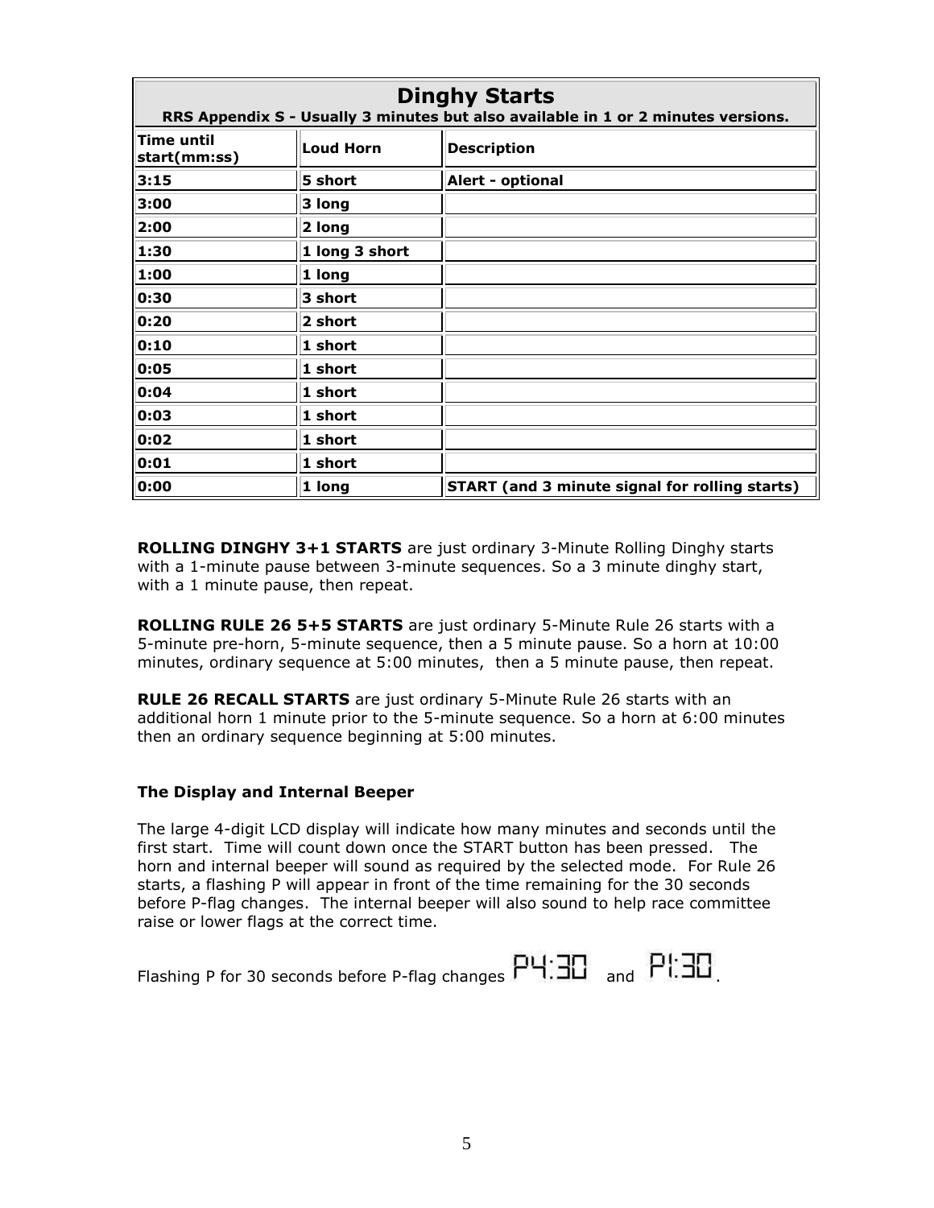| **Dinghy Starts**<br>**RRS Appendix S - Usually 3 minutes but also available in 1 or 2 minutes versions.** | | |
|---|---|---|
| **Time until start(mm:ss)** | **Loud Horn** | **Description** |
| **3:15** | **5 short** | **Alert - optional** |
| **3:00** | **3 long** | |
| **2:00** | **2 long** | |
| **1:30** | **1 long 3 short** | |
| **1:00** | **1 long** | |
| **0:30** | **3 short** | |
| **0:20** | **2 short** | |
| **0:10** | **1 short** | |
| **0:05** | **1 short** | |
| **0:04** | **1 short** | |
| **0:03** | **1 short** | |
| **0:02** | **1 short** | |
| **0:01** | **1 short** | |
| **0:00** | **1 long** | **START (and 3 minute signal for rolling starts)** |

**ROLLING DINGHY 3+1 STARTS** are just ordinary 3-Minute Rolling Dinghy starts with a 1-minute pause between 3-minute sequences. So a 3 minute dinghy start, with a 1 minute pause, then repeat.

**ROLLING RULE 26 5+5 STARTS** are just ordinary 5-Minute Rule 26 starts with a 5-minute pre-horn, 5-minute sequence, then a 5 minute pause. So a horn at 10:00 minutes, ordinary sequence at 5:00 minutes, then a 5 minute pause, then repeat.

**RULE 26 RECALL STARTS** are just ordinary 5-Minute Rule 26 starts with an additional horn 1 minute prior to the 5-minute sequence. So a horn at 6:00 minutes then an ordinary sequence beginning at 5:00 minutes.

### The Display and Internal Beeper

The large 4-digit LCD display will indicate how many minutes and seconds until the first start. Time will count down once the START button has been pressed. The horn and internal beeper will sound as required by the selected mode. For Rule 26 starts, a flashing P will appear in front of the time remaining for the 30 seconds before P-flag changes. The internal beeper will also sound to help race committee raise or lower flags at the correct time.

Flashing P for 30 seconds before P-flag changes P4:30 and P1:30.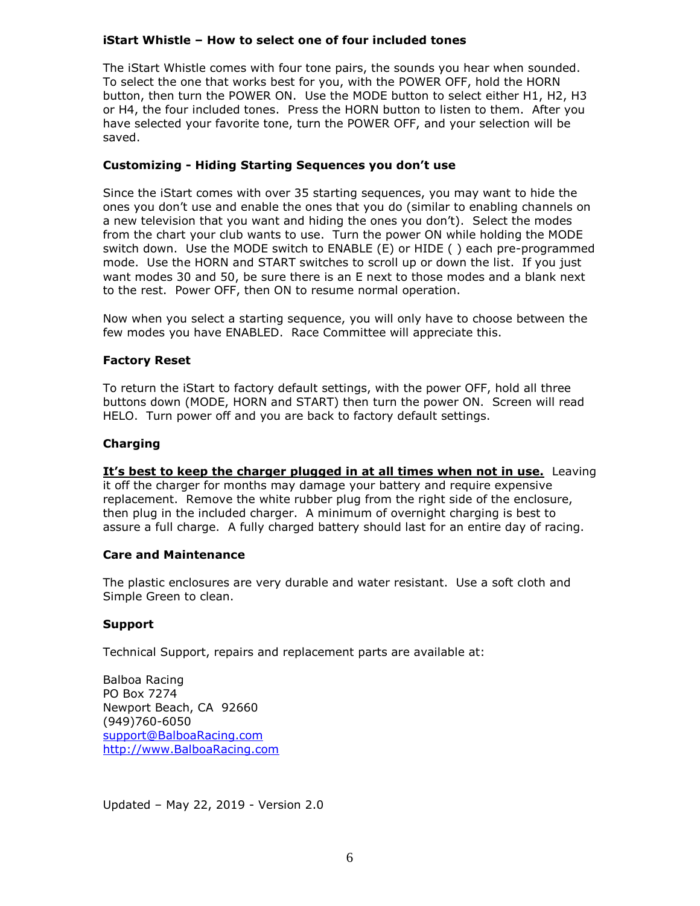**iStart Whistle – How to select one of four included tones**

The iStart Whistle comes with four tone pairs, the sounds you hear when sounded. To select the one that works best for you, with the POWER OFF, hold the HORN button, then turn the POWER ON. Use the MODE button to select either H1, H2, H3 or H4, the four included tones. Press the HORN button to listen to them. After you have selected your favorite tone, turn the POWER OFF, and your selection will be saved.

**Customizing - Hiding Starting Sequences you don't use**

Since the iStart comes with over 35 starting sequences, you may want to hide the ones you don't use and enable the ones that you do (similar to enabling channels on a new television that you want and hiding the ones you don't). Select the modes from the chart your club wants to use. Turn the power ON while holding the MODE switch down. Use the MODE switch to ENABLE (E) or HIDE ( ) each pre-programmed mode. Use the HORN and START switches to scroll up or down the list. If you just want modes 30 and 50, be sure there is an E next to those modes and a blank next to the rest. Power OFF, then ON to resume normal operation.

Now when you select a starting sequence, you will only have to choose between the few modes you have ENABLED. Race Committee will appreciate this.

**Factory Reset**

To return the iStart to factory default settings, with the power OFF, hold all three buttons down (MODE, HORN and START) then turn the power ON. Screen will read HELO. Turn power off and you are back to factory default settings.

**Charging**

**<u>It's best to keep the charger plugged in at all times when not in use.</u>** Leaving it off the charger for months may damage your battery and require expensive replacement. Remove the white rubber plug from the right side of the enclosure, then plug in the included charger. A minimum of overnight charging is best to assure a full charge. A fully charged battery should last for an entire day of racing.

**Care and Maintenance**

The plastic enclosures are very durable and water resistant. Use a soft cloth and Simple Green to clean.

**Support**

Technical Support, repairs and replacement parts are available at:

Balboa Racing
PO Box 7274
Newport Beach, CA 92660
(949)760-6050
support@BalboaRacing.com
http://www.BalboaRacing.com

Updated – May 22, 2019 - Version 2.0